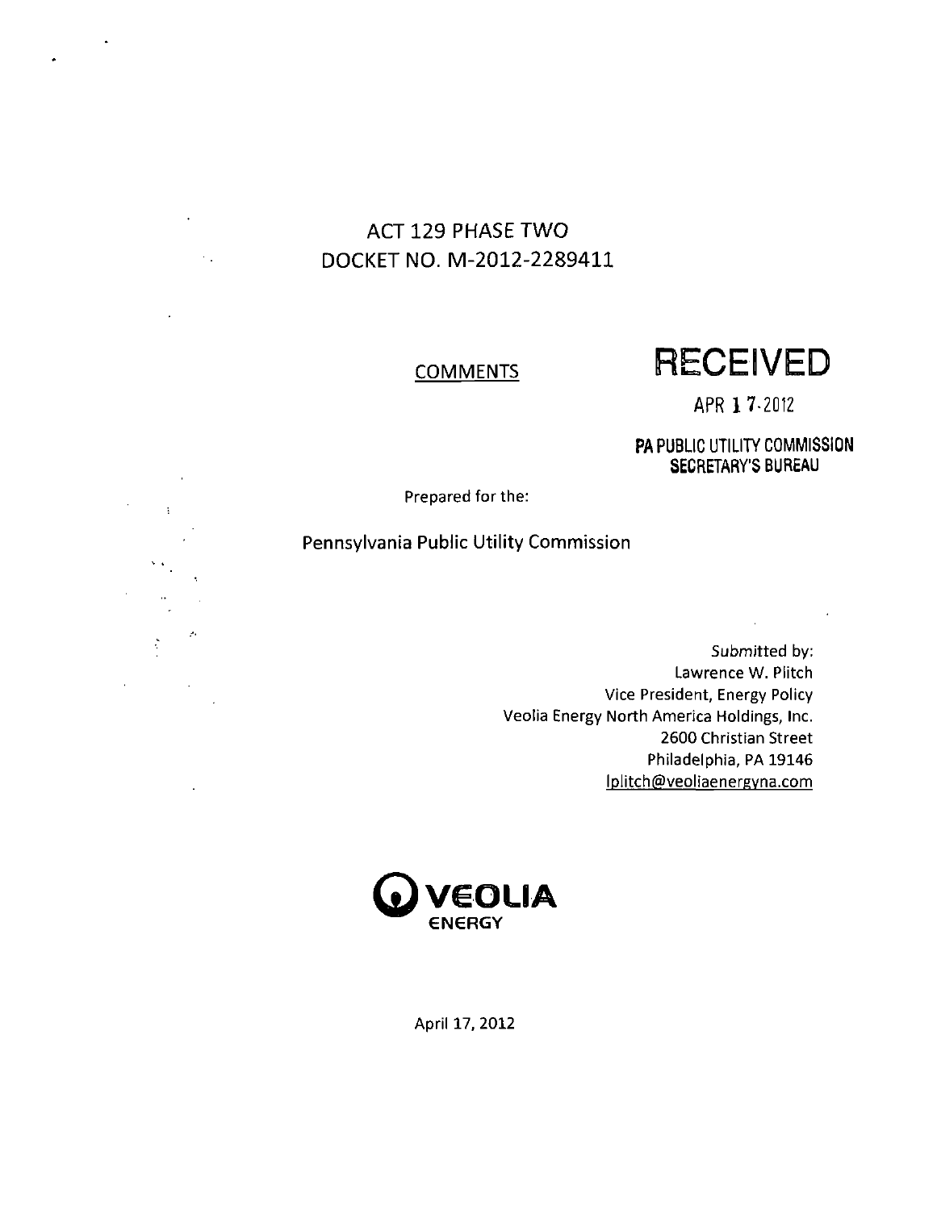# ACT 129 PHASE TWO
# DOCKET NO. M-2012-2289411

COMMENTS

**RECEIVED**

APR 17 2012

**PA PUBLIC UTILITY COMMISSION SECRETARY'S BUREAU**

Prepared for the:

Pennsylvania Public Utility Commission

Submitted by:
Lawrence W. Plitch
Vice President, Energy Policy
Veolia Energy North America Holdings, Inc.
2600 Christian Street
Philadelphia, PA 19146
lplitch@veoliaenergyna.com

VEOLIA ENERGY

April 17, 2012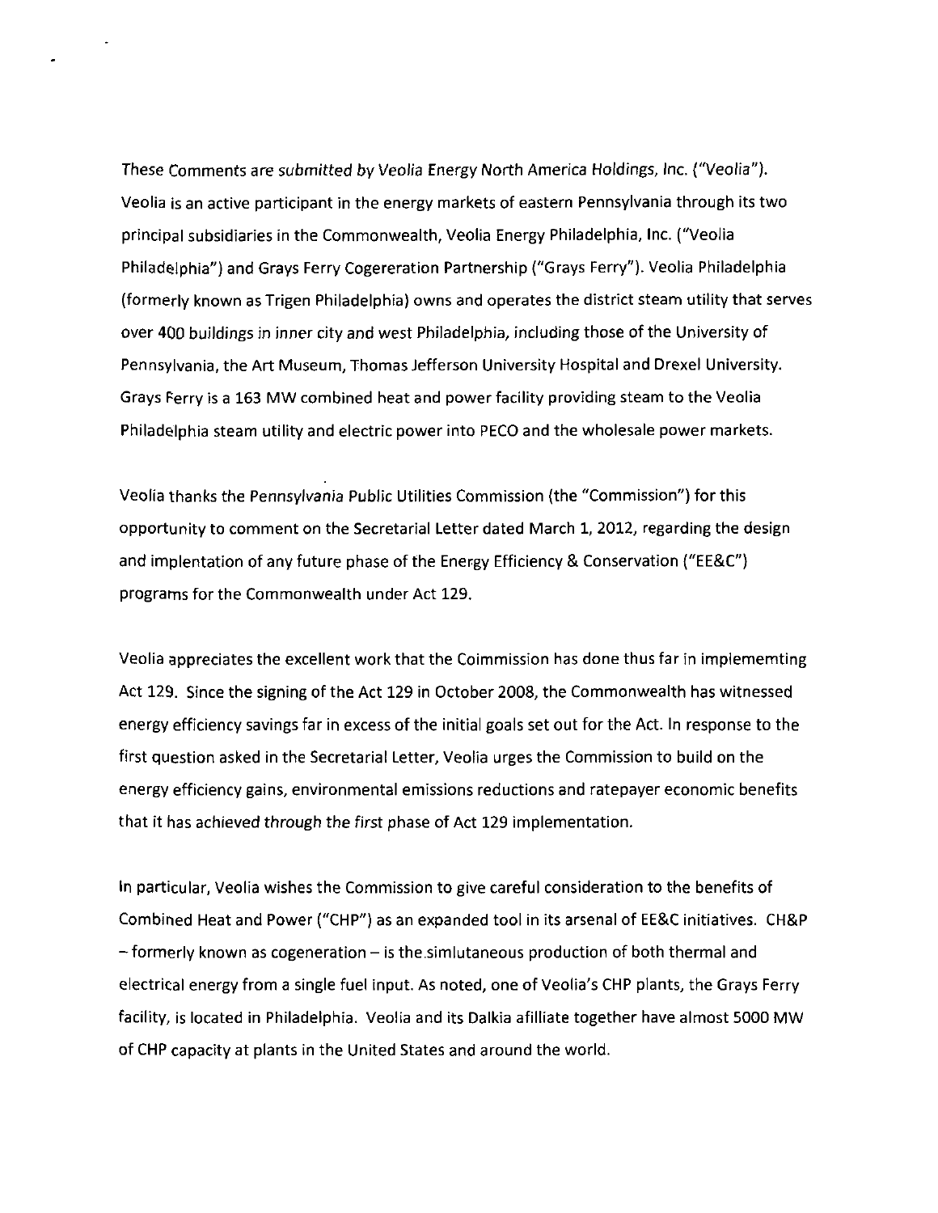These Comments are submitted by Veolia Energy North America Holdings, Inc. ("Veolia"). Veolia is an active participant in the energy markets of eastern Pennsylvania through its two principal subsidiaries in the Commonwealth, Veolia Energy Philadelphia, Inc. ("Veolia Philadelphia") and Grays Ferry Cogereration Partnership ("Grays Ferry"). Veolia Philadelphia (formerly known as Trigen Philadelphia) owns and operates the district steam utility that serves over 400 buildings in inner city and west Philadelphia, including those of the University of Pennsylvania, the Art Museum, Thomas Jefferson University Hospital and Drexel University. Grays Ferry is a 163 MW combined heat and power facility providing steam to the Veolia Philadelphia steam utility and electric power into PECO and the wholesale power markets.

Veolia thanks the Pennsylvania Public Utilities Commission (the "Commission") for this opportunity to comment on the Secretarial Letter dated March 1, 2012, regarding the design and implentation of any future phase of the Energy Efficiency & Conservation ("EE&C") programs for the Commonwealth under Act 129.

Veolia appreciates the excellent work that the Coimmission has done thus far in implememting Act 129. Since the signing of the Act 129 in October 2008, the Commonwealth has witnessed energy efficiency savings far in excess of the initial goals set out for the Act. In response to the first question asked in the Secretarial Letter, Veolia urges the Commission to build on the energy efficiency gains, environmental emissions reductions and ratepayer economic benefits that it has achieved through the first phase of Act 129 implementation.

In particular, Veolia wishes the Commission to give careful consideration to the benefits of Combined Heat and Power ("CHP") as an expanded tool in its arsenal of EE&C initiatives. CH&P – formerly known as cogeneration – is the simlutaneous production of both thermal and electrical energy from a single fuel input. As noted, one of Veolia's CHP plants, the Grays Ferry facility, is located in Philadelphia. Veolia and its Dalkia afilliate together have almost 5000 MW of CHP capacity at plants in the United States and around the world.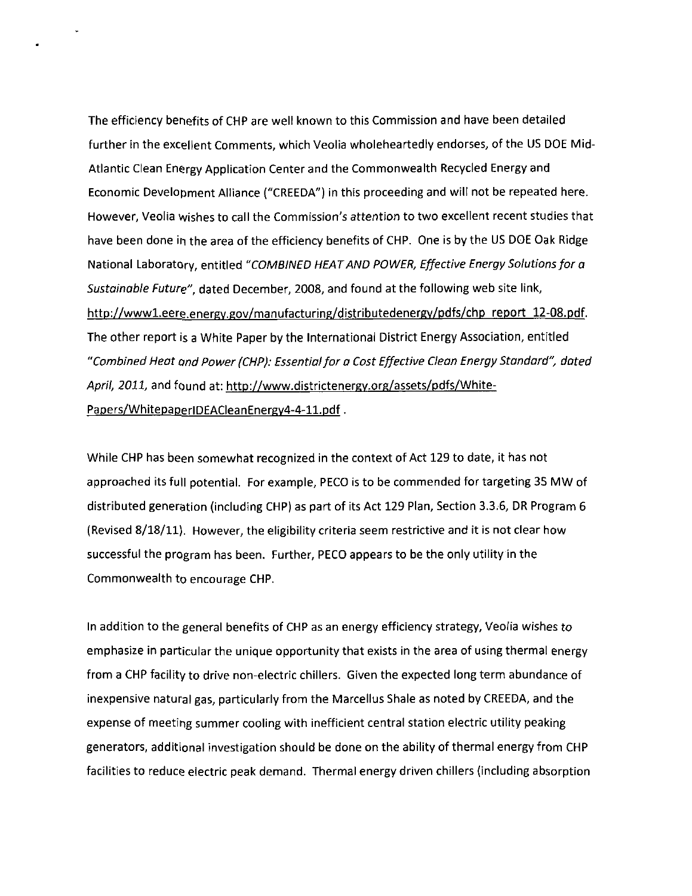The efficiency benefits of CHP are well known to this Commission and have been detailed further in the excellent Comments, which Veolia wholeheartedly endorses, of the US DOE Mid-Atlantic Clean Energy Application Center and the Commonwealth Recycled Energy and Economic Development Alliance ("CREEDA") in this proceeding and will not be repeated here. However, Veolia wishes to call the Commission's attention to two excellent recent studies that have been done in the area of the efficiency benefits of CHP. One is by the US DOE Oak Ridge National Laboratory, entitled *"COMBINED HEAT AND POWER, Effective Energy Solutions for a Sustainable Future"*, dated December, 2008, and found at the following web site link, http://www1.eere.energy.gov/manufacturing/distributedenergy/pdfs/chp_report_12-08.pdf. The other report is a White Paper by the International District Energy Association, entitled *"Combined Heat and Power (CHP): Essential for a Cost Effective Clean Energy Standard", dated April, 2011,* and found at: http://www.districtenergy.org/assets/pdfs/White-Papers/WhitepaperIDEACleanEnergy4-4-11.pdf .

While CHP has been somewhat recognized in the context of Act 129 to date, it has not approached its full potential. For example, PECO is to be commended for targeting 35 MW of distributed generation (including CHP) as part of its Act 129 Plan, Section 3.3.6, DR Program 6 (Revised 8/18/11). However, the eligibility criteria seem restrictive and it is not clear how successful the program has been. Further, PECO appears to be the only utility in the Commonwealth to encourage CHP.

In addition to the general benefits of CHP as an energy efficiency strategy, Veolia wishes to emphasize in particular the unique opportunity that exists in the area of using thermal energy from a CHP facility to drive non-electric chillers. Given the expected long term abundance of inexpensive natural gas, particularly from the Marcellus Shale as noted by CREEDA, and the expense of meeting summer cooling with inefficient central station electric utility peaking generators, additional investigation should be done on the ability of thermal energy from CHP facilities to reduce electric peak demand. Thermal energy driven chillers (including absorption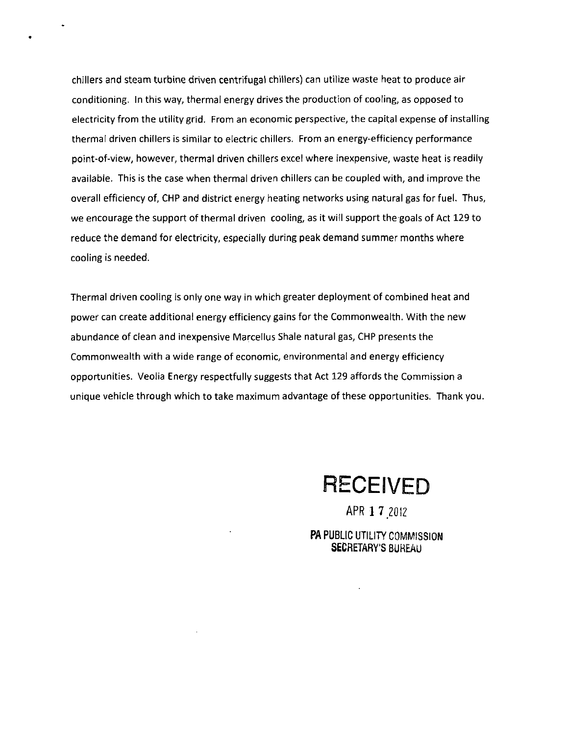chillers and steam turbine driven centrifugal chillers) can utilize waste heat to produce air conditioning. In this way, thermal energy drives the production of cooling, as opposed to electricity from the utility grid. From an economic perspective, the capital expense of installing thermal driven chillers is similar to electric chillers. From an energy-efficiency performance point-of-view, however, thermal driven chillers excel where inexpensive, waste heat is readily available. This is the case when thermal driven chillers can be coupled with, and improve the overall efficiency of, CHP and district energy heating networks using natural gas for fuel. Thus, we encourage the support of thermal driven cooling, as it will support the goals of Act 129 to reduce the demand for electricity, especially during peak demand summer months where cooling is needed.

Thermal driven cooling is only one way in which greater deployment of combined heat and power can create additional energy efficiency gains for the Commonwealth. With the new abundance of clean and inexpensive Marcellus Shale natural gas, CHP presents the Commonwealth with a wide range of economic, environmental and energy efficiency opportunities. Veolia Energy respectfully suggests that Act 129 affords the Commission a unique vehicle through which to take maximum advantage of these opportunities. Thank you.

**RECEIVED**

APR 17 2012

**PA PUBLIC UTILITY COMMISSION SECRETARY'S BUREAU**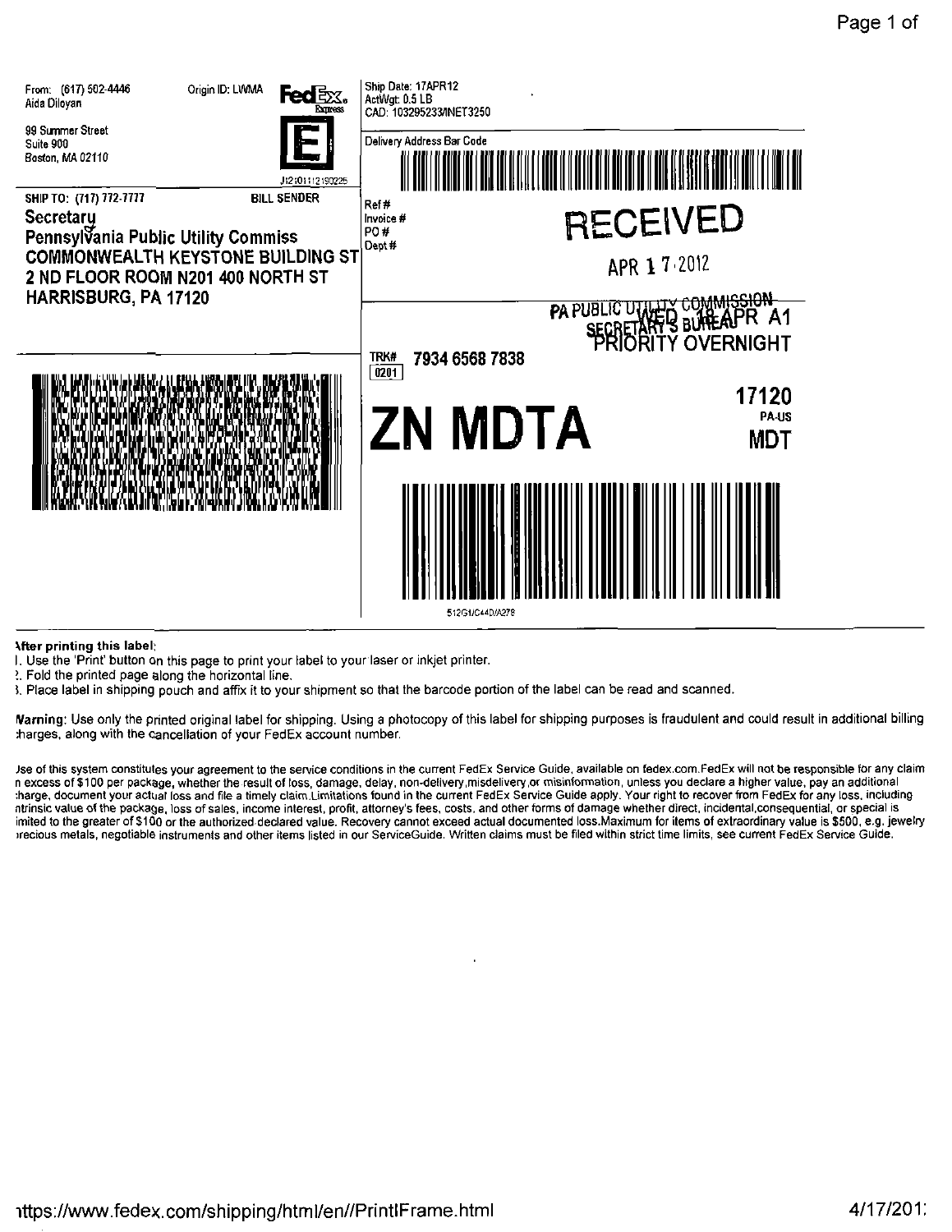From: (617) 502-4446
Aida Diloyan
99 Summer Street
Suite 900
Boston, MA 02110

Origin ID: LWMA

FedEx Express

E

J12101112190225

Ship Date: 17APR12
ActWgt: 0.5 LB
CAD: 103295233/INET3250

Delivery Address Bar Code

SHIP TO: (717) 772-7777 BILL SENDER

**Secretary**
**Pennsylvania Public Utility Commiss**
**COMMONWEALTH KEYSTONE BUILDING ST**
**2 ND FLOOR ROOM N201 400 NORTH ST**
**HARRISBURG, PA 17120**

Ref #
Invoice #
PO #
Dept #

RECEIVED
APR 17 2012
PA PUBLIC UTILITY COMMISSION
SECRETARY'S BUREAU

WED - 18 APR A1
PRIORITY OVERNIGHT

TRK# 7934 6568 7838
0201

# ZN MDTA

17120
PA-US
MDT

512G1/C44D/A27?

**After printing this label:**

1. Use the 'Print' button on this page to print your label to your laser or inkjet printer.
2. Fold the printed page along the horizontal line.
3. Place label in shipping pouch and affix it to your shipment so that the barcode portion of the label can be read and scanned.

**Warning:** Use only the printed original label for shipping. Using a photocopy of this label for shipping purposes is fraudulent and could result in additional billing charges, along with the cancellation of your FedEx account number.

Use of this system constitutes your agreement to the service conditions in the current FedEx Service Guide, available on fedex.com.FedEx will not be responsible for any claim in excess of $100 per package, whether the result of loss, damage, delay, non-delivery,misdelivery,or misinformation, unless you declare a higher value, pay an additional charge, document your actual loss and file a timely claim.Limitations found in the current FedEx Service Guide apply. Your right to recover from FedEx for any loss, including intrinsic value of the package, loss of sales, income interest, profit, attorney's fees, costs, and other forms of damage whether direct, incidental,consequential, or special is limited to the greater of $100 or the authorized declared value. Recovery cannot exceed actual documented loss.Maximum for items of extraordinary value is $500, e.g. jewelry precious metals, negotiable instruments and other items listed in our ServiceGuide. Written claims must be filed within strict time limits, see current FedEx Service Guide.